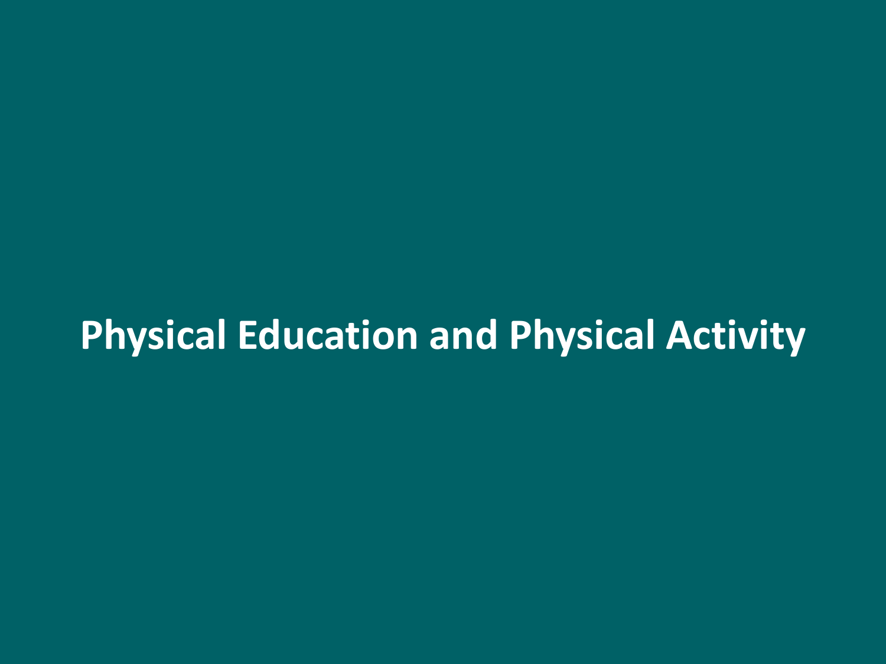# Physical Education and Physical Activity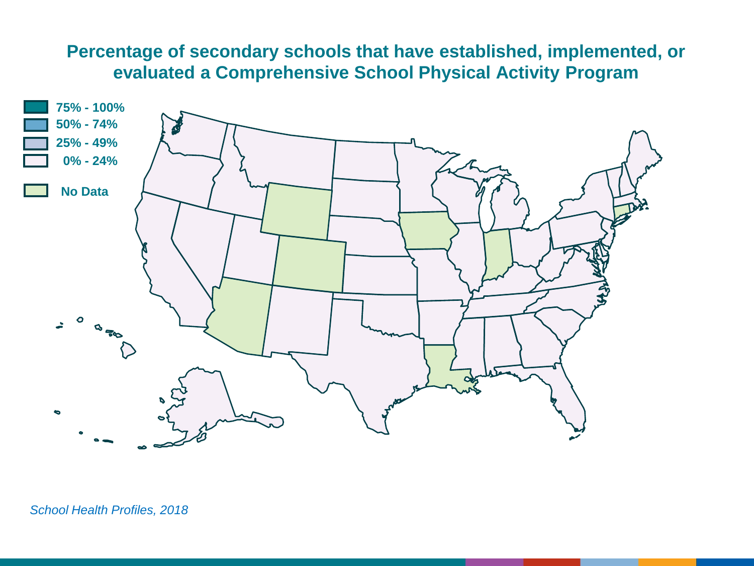# Percentage of secondary schools that have established, implemented, or evaluated a Comprehensive School Physical Activity Program

- 75% - 100%
- 50% - 74%
- 25% - 49%
- 0% - 24%
- No Data

*School Health Profiles, 2018*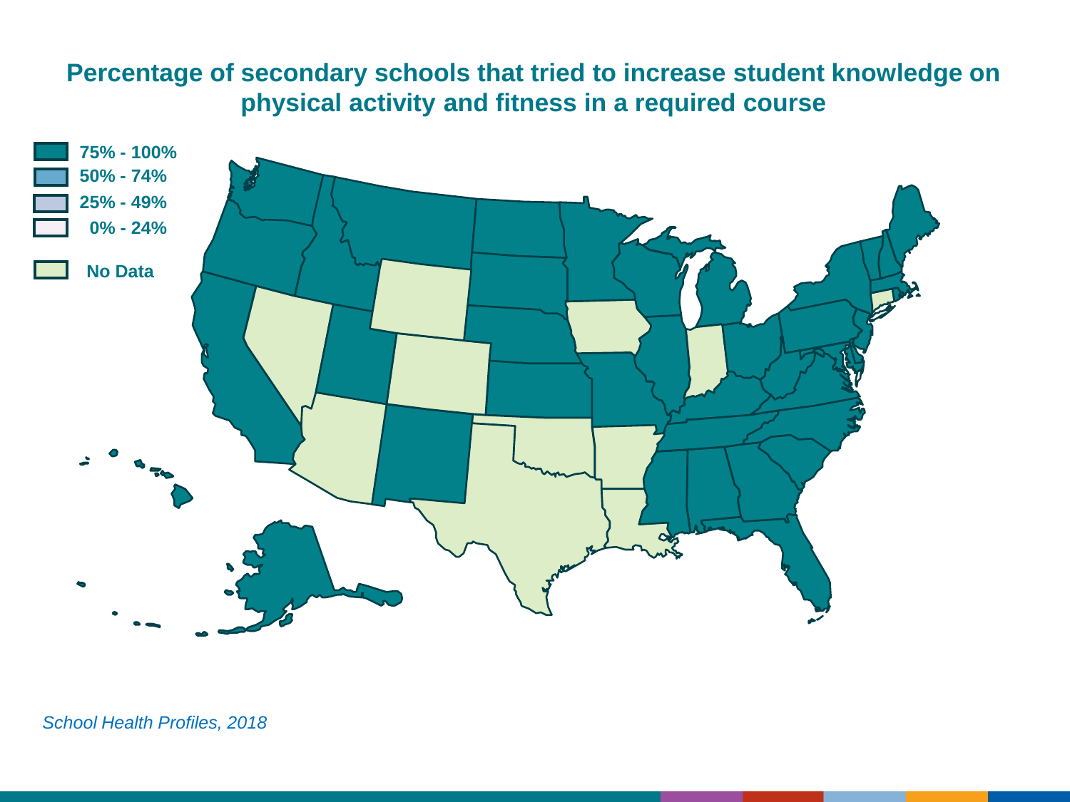## Percentage of secondary schools that tried to increase student knowledge on physical activity and fitness in a required course

- 75% - 100%
- 50% - 74%
- 25% - 49%
- 0% - 24%
- No Data

*School Health Profiles, 2018*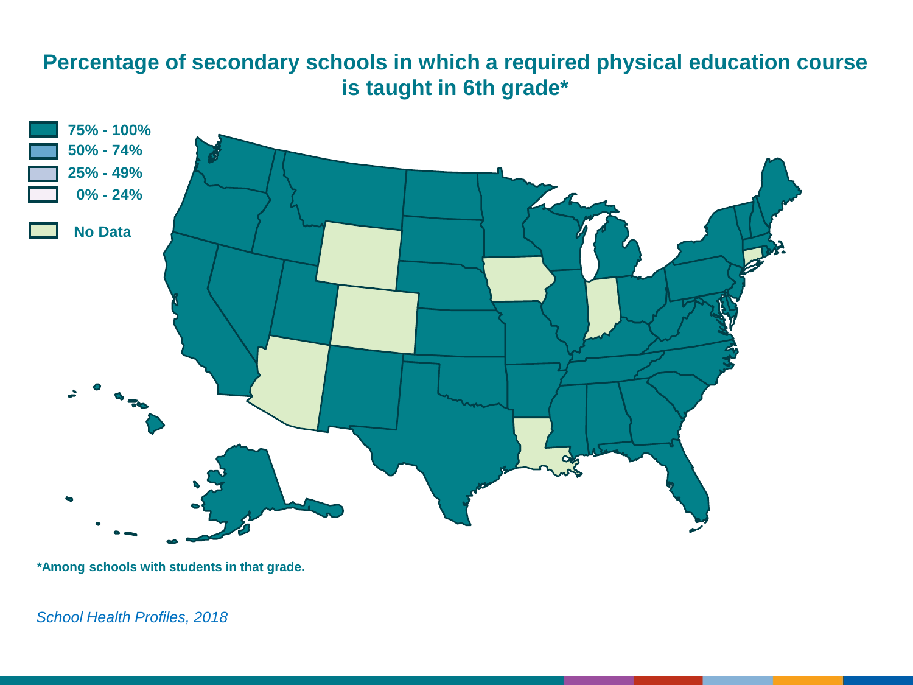# Percentage of secondary schools in which a required physical education course is taught in 6th grade*

- 75% - 100%
- 50% - 74%
- 25% - 49%
- 0% - 24%
- No Data

*Among schools with students in that grade.

*School Health Profiles, 2018*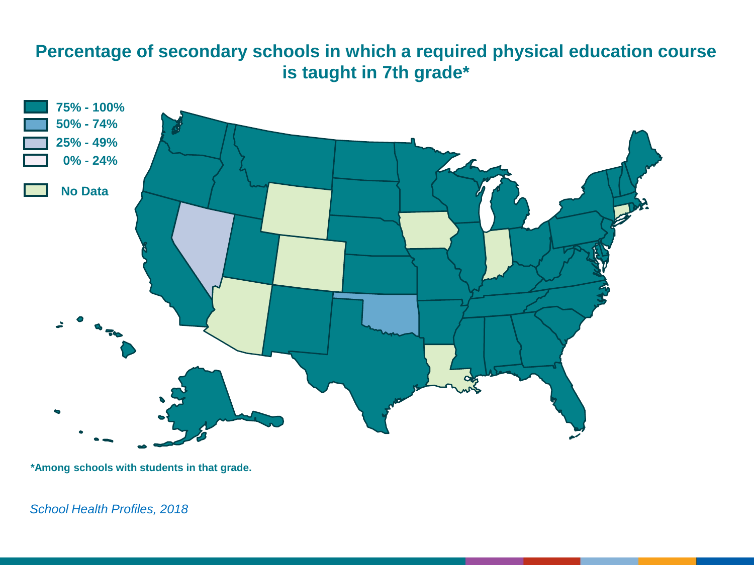# Percentage of secondary schools in which a required physical education course is taught in 7th grade*

- 75% - 100%
- 50% - 74%
- 25% - 49%
- 0% - 24%
- No Data

*Among schools with students in that grade.

*School Health Profiles, 2018*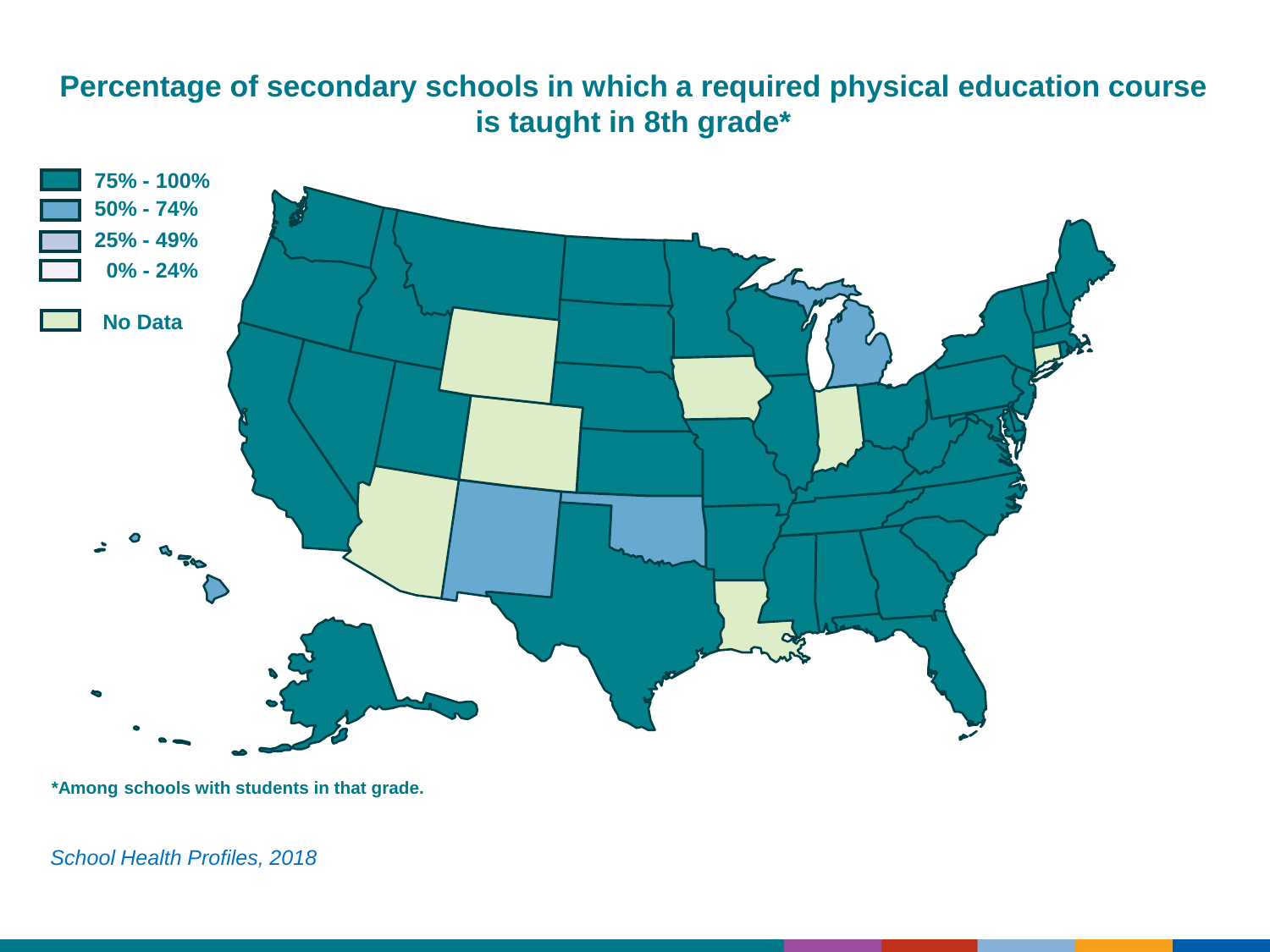# Percentage of secondary schools in which a required physical education course is taught in 8th grade*

- 75% - 100%
- 50% - 74%
- 25% - 49%
- 0% - 24%
- No Data

*Among schools with students in that grade.

*School Health Profiles, 2018*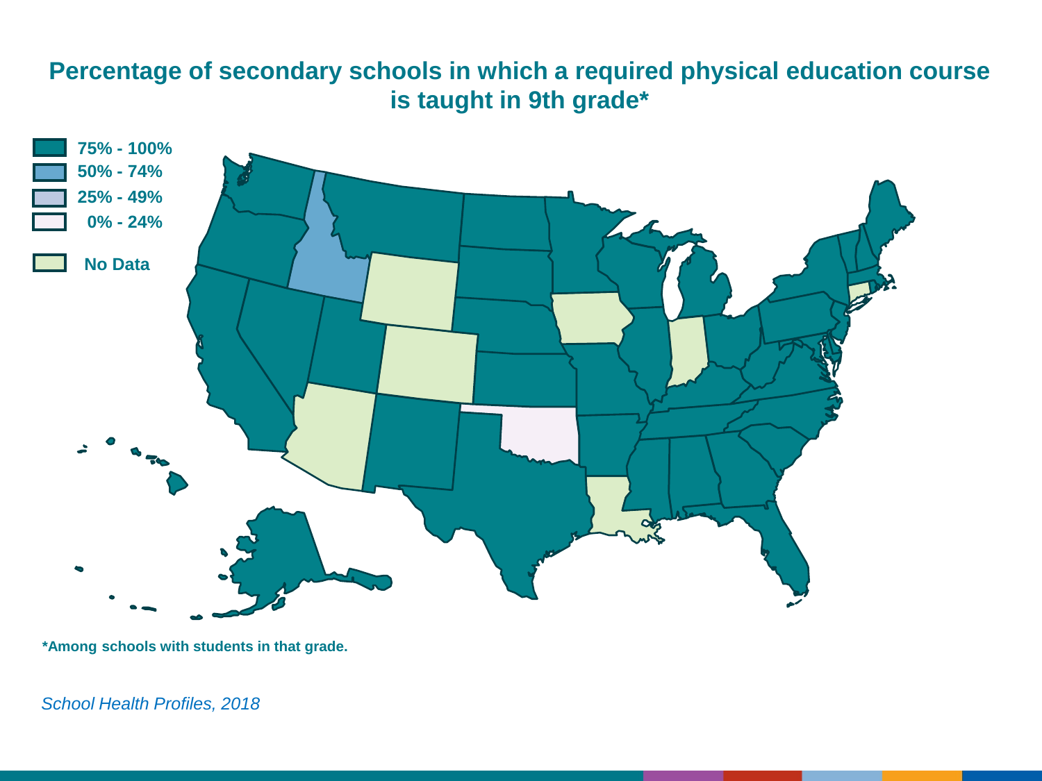# Percentage of secondary schools in which a required physical education course is taught in 9th grade*

- 75% - 100%
- 50% - 74%
- 25% - 49%
- 0% - 24%
- No Data

*Among schools with students in that grade.

*School Health Profiles, 2018*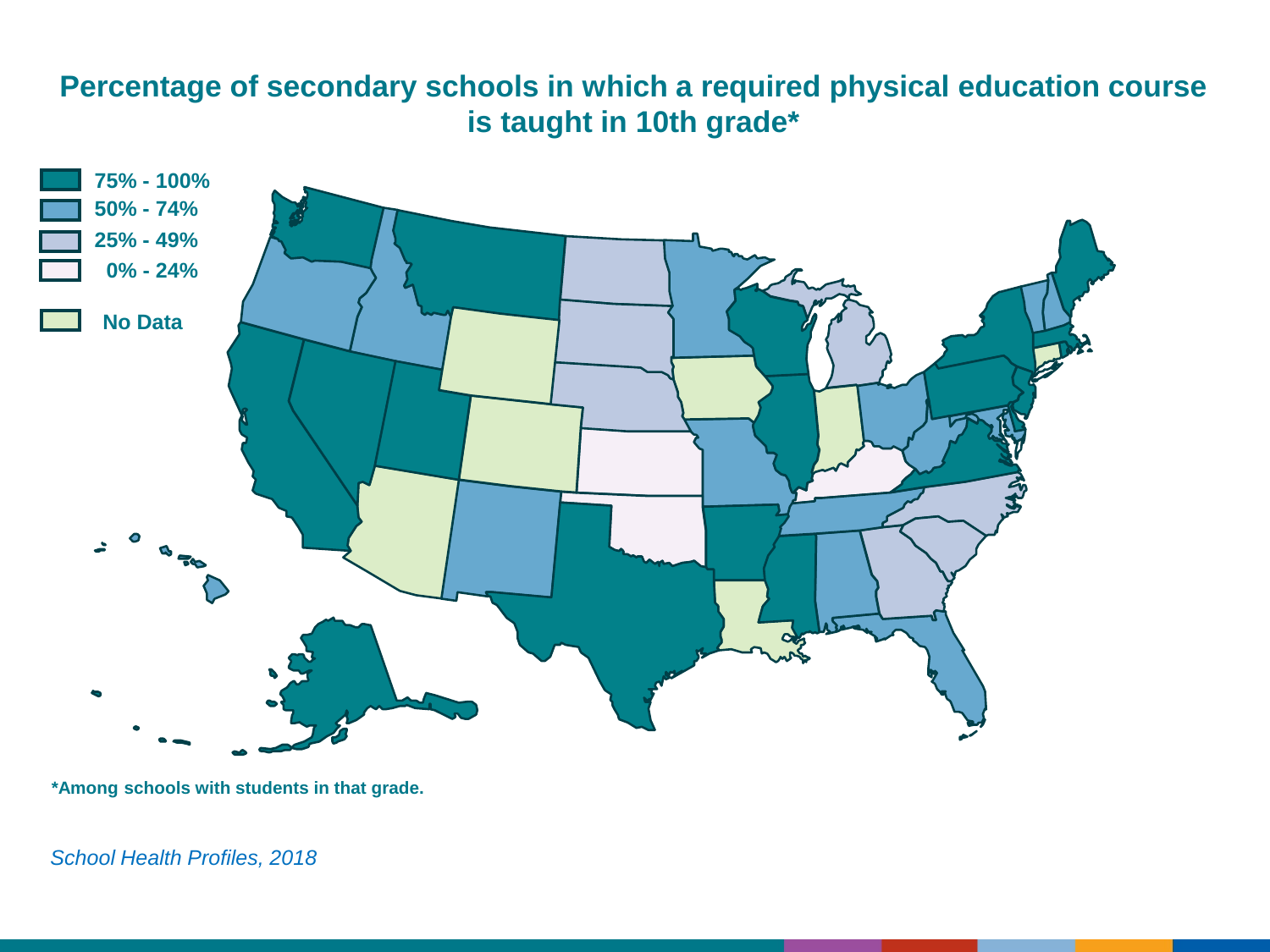# Percentage of secondary schools in which a required physical education course is taught in 10th grade*

- 75% - 100%
- 50% - 74%
- 25% - 49%
- 0% - 24%
- No Data

*Among schools with students in that grade.

*School Health Profiles, 2018*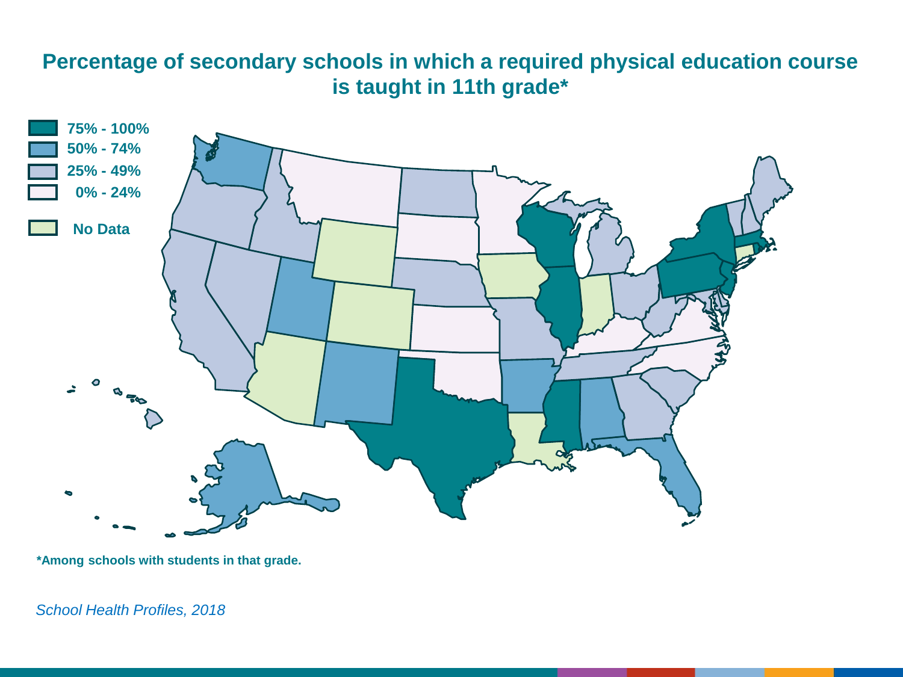# Percentage of secondary schools in which a required physical education course is taught in 11th grade*

- 75% - 100%
- 50% - 74%
- 25% - 49%
- 0% - 24%
- No Data

**\*Among schools with students in that grade.**

*School Health Profiles, 2018*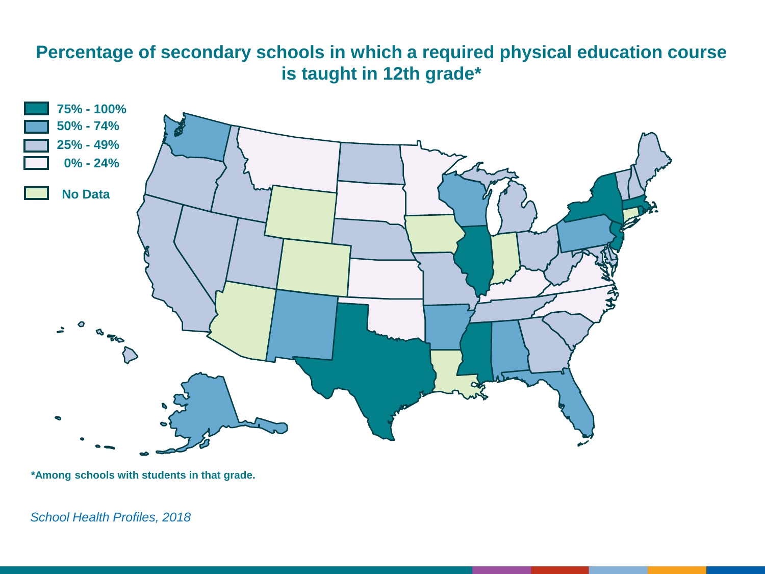# Percentage of secondary schools in which a required physical education course is taught in 12th grade*

- **75% - 100%**
- **50% - 74%**
- **25% - 49%**
- **0% - 24%**
- **No Data**

**\*Among schools with students in that grade.**

*School Health Profiles, 2018*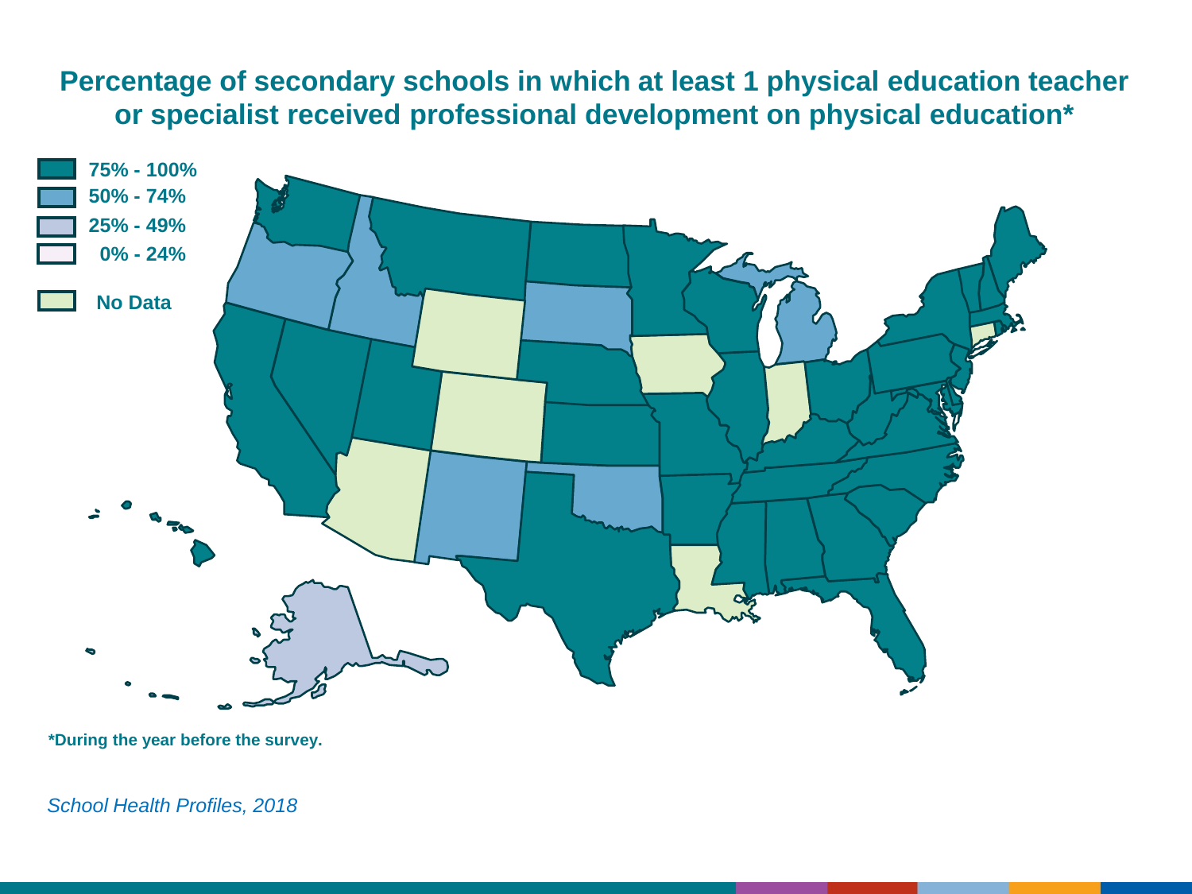# Percentage of secondary schools in which at least 1 physical education teacher or specialist received professional development on physical education*

- 75% - 100%
- 50% - 74%
- 25% - 49%
- 0% - 24%
- No Data

*During the year before the survey.

*School Health Profiles, 2018*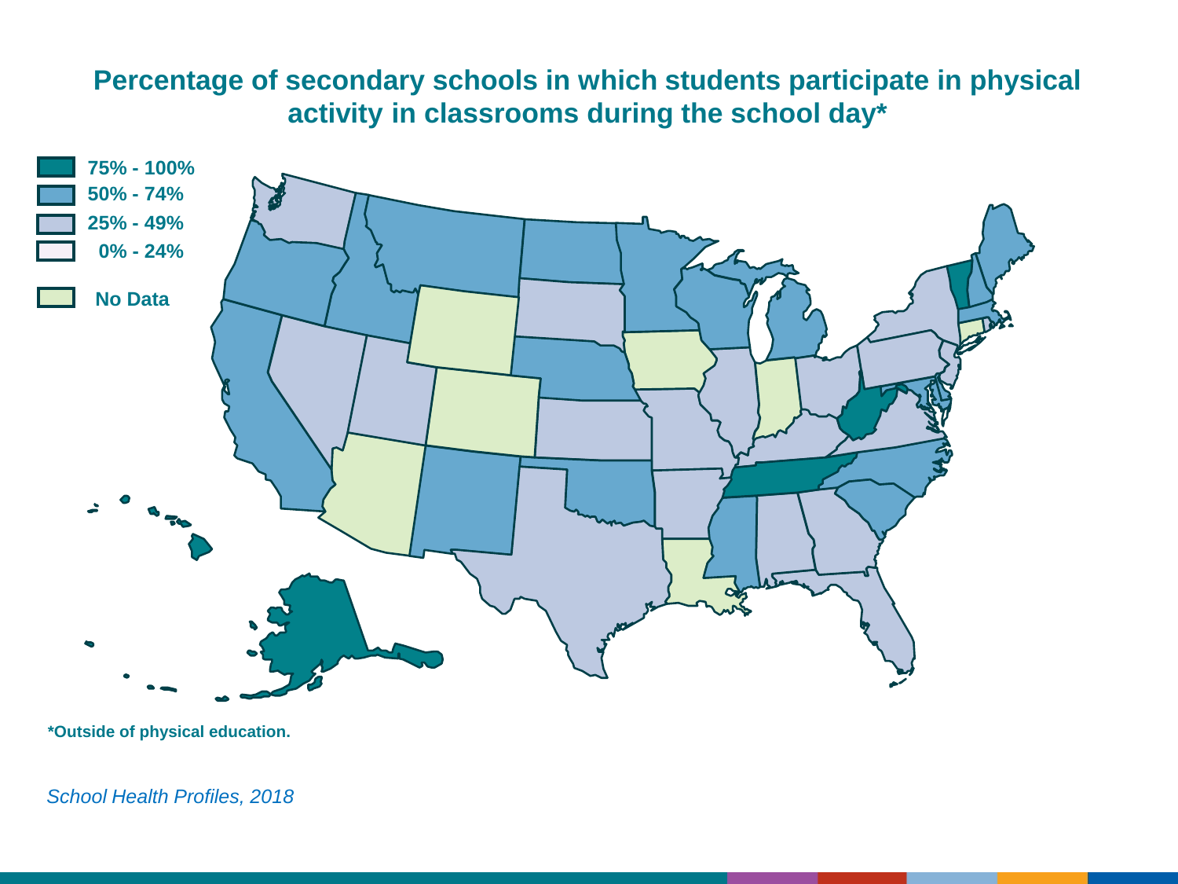# Percentage of secondary schools in which students participate in physical activity in classrooms during the school day*

- 75% - 100%
- 50% - 74%
- 25% - 49%
- 0% - 24%
- No Data

**\*Outside of physical education.**

*School Health Profiles, 2018*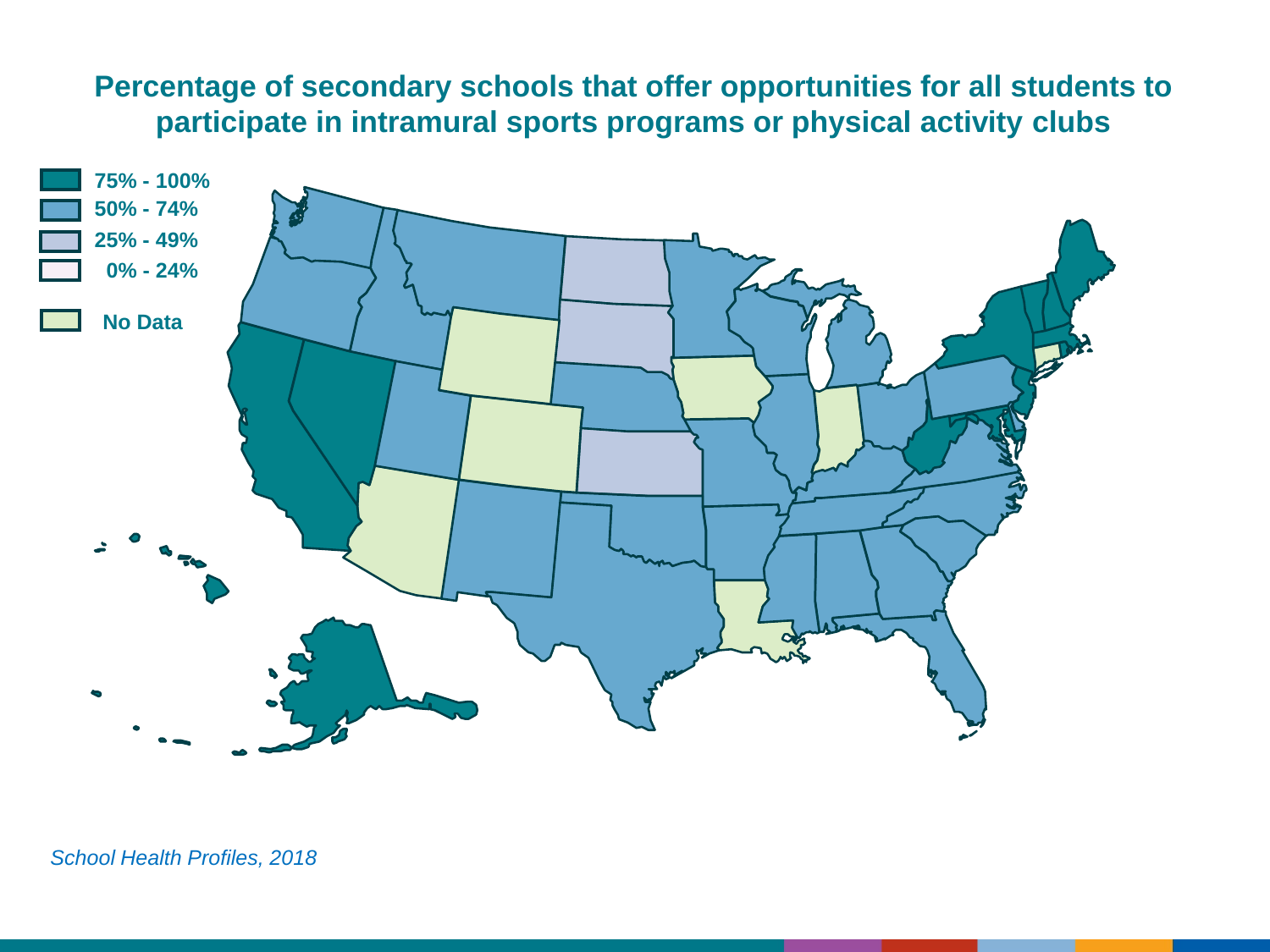## Percentage of secondary schools that offer opportunities for all students to participate in intramural sports programs or physical activity clubs

- 75% - 100%
- 50% - 74%
- 25% - 49%
- 0% - 24%
- No Data

*School Health Profiles, 2018*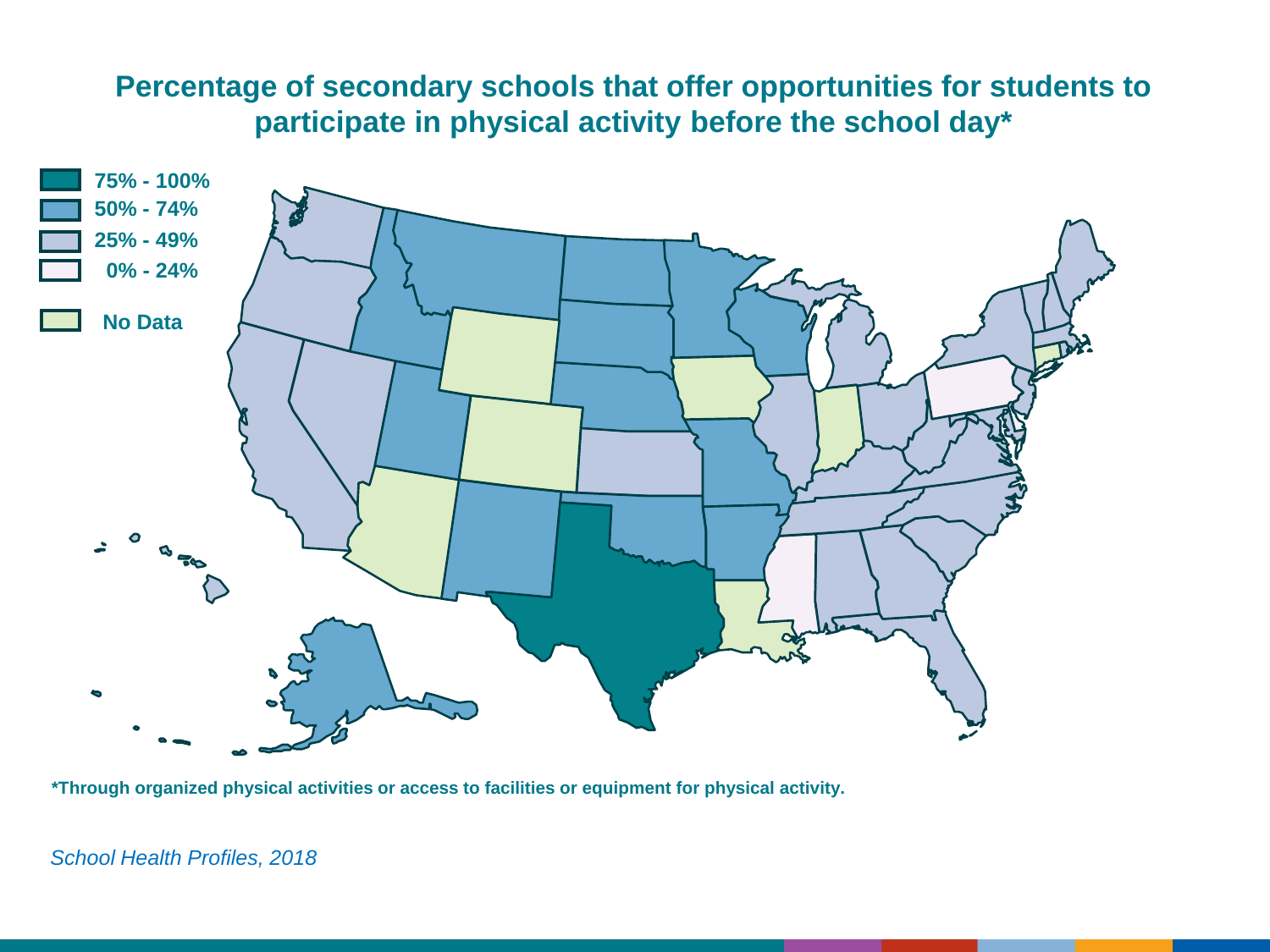# Percentage of secondary schools that offer opportunities for students to participate in physical activity before the school day*

- 75% - 100%
- 50% - 74%
- 25% - 49%
- 0% - 24%
- No Data

*Through organized physical activities or access to facilities or equipment for physical activity.

*School Health Profiles, 2018*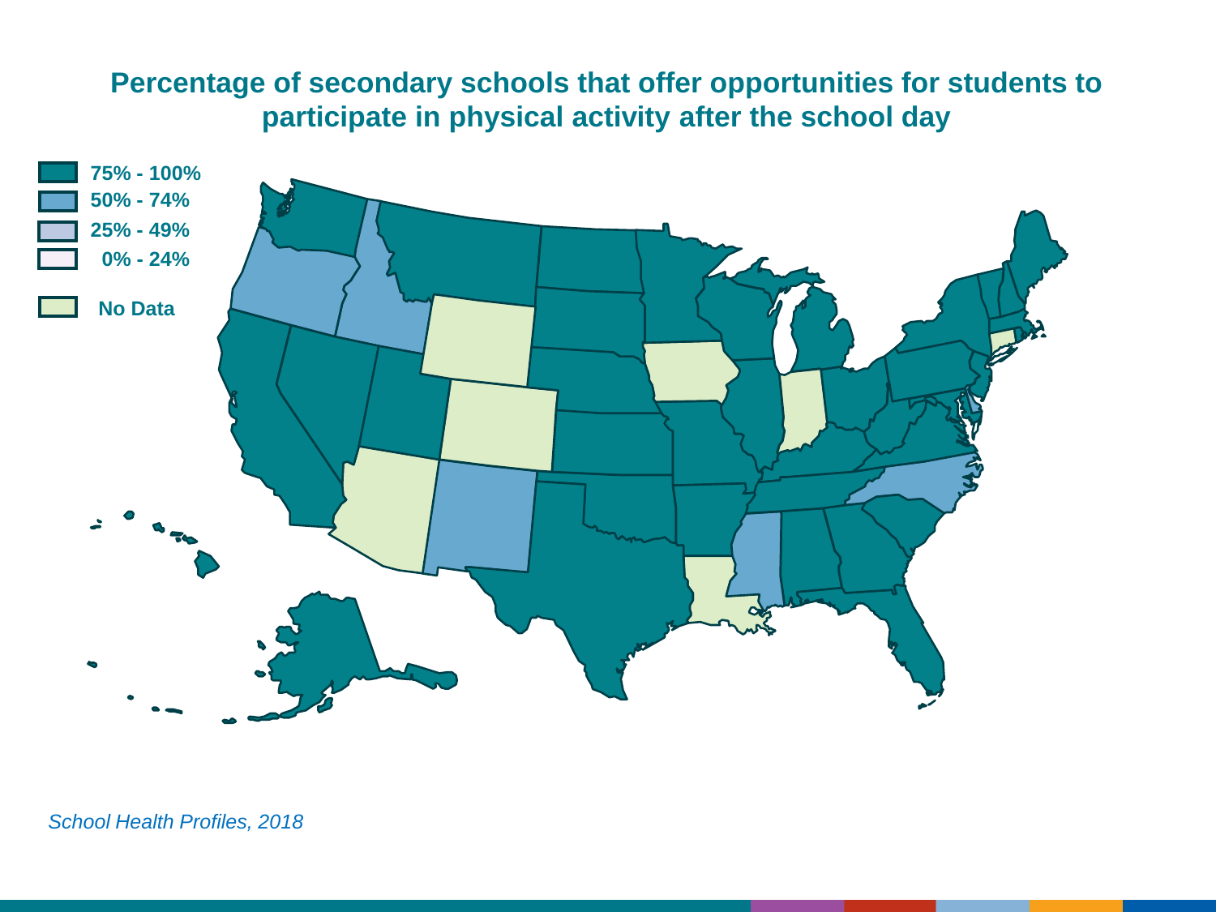# Percentage of secondary schools that offer opportunities for students to participate in physical activity after the school day

- 75% - 100%
- 50% - 74%
- 25% - 49%
- 0% - 24%
- No Data

*School Health Profiles, 2018*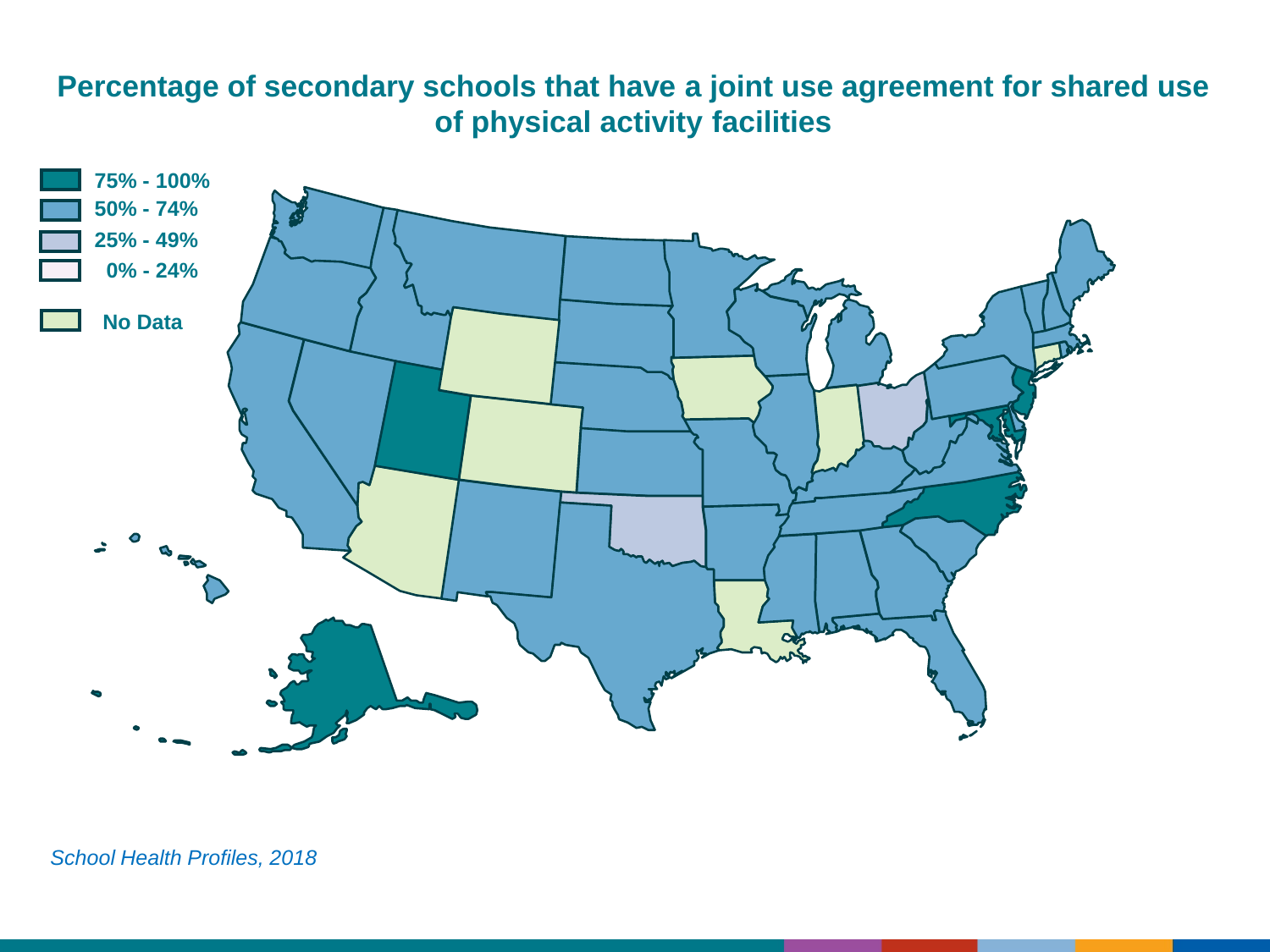# Percentage of secondary schools that have a joint use agreement for shared use of physical activity facilities

75% - 100%

50% - 74%

25% - 49%

0% - 24%

No Data

*School Health Profiles, 2018*